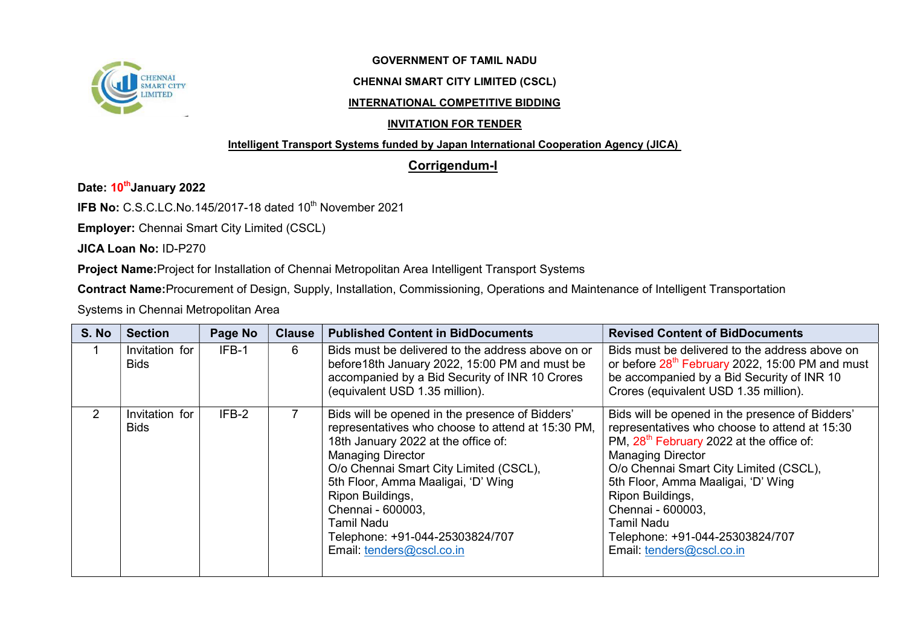**GOVERNMENT OF TAMIL NADU**

**CHENNAI SMART CITY LIMITED (CSCL)**

**INTERNATIONAL COMPETITIVE BIDDING**

**INVITATION FOR TENDER**

**Intelligent Transport Systems funded by Japan International Cooperation Agency (JICA)**

## Corrigendum-I

**Date: 10th January 2022**

**IFB No:** C.S.C.LC.No.145/2017-18 dated 10th November 2021

**Employer:** Chennai Smart City Limited (CSCL)

**JICA Loan No:** ID-P270

**Project Name:** Project for Installation of Chennai Metropolitan Area Intelligent Transport Systems

**Contract Name:** Procurement of Design, Supply, Installation, Commissioning, Operations and Maintenance of Intelligent Transportation Systems in Chennai Metropolitan Area

| S. No | Section | Page No | Clause | Published Content in BidDocuments | Revised Content of BidDocuments |
|---|---|---|---|---|---|
| 1 | Invitation for Bids | IFB-1 | 6 | Bids must be delivered to the address above on or before18th January 2022, 15:00 PM and must be accompanied by a Bid Security of INR 10 Crores (equivalent USD 1.35 million). | Bids must be delivered to the address above on or before 28th February 2022, 15:00 PM and must be accompanied by a Bid Security of INR 10 Crores (equivalent USD 1.35 million). |
| 2 | Invitation for Bids | IFB-2 | 7 | Bids will be opened in the presence of Bidders' representatives who choose to attend at 15:30 PM, 18th January 2022 at the office of:<br>Managing Director<br>O/o Chennai Smart City Limited (CSCL),<br>5th Floor, Amma Maaligai, 'D' Wing<br>Ripon Buildings,<br>Chennai - 600003,<br>Tamil Nadu<br>Telephone: +91-044-25303824/707<br>Email: tenders@cscl.co.in | Bids will be opened in the presence of Bidders' representatives who choose to attend at 15:30 PM, 28th February 2022 at the office of:<br>Managing Director<br>O/o Chennai Smart City Limited (CSCL),<br>5th Floor, Amma Maaligai, 'D' Wing<br>Ripon Buildings,<br>Chennai - 600003,<br>Tamil Nadu<br>Telephone: +91-044-25303824/707<br>Email: tenders@cscl.co.in |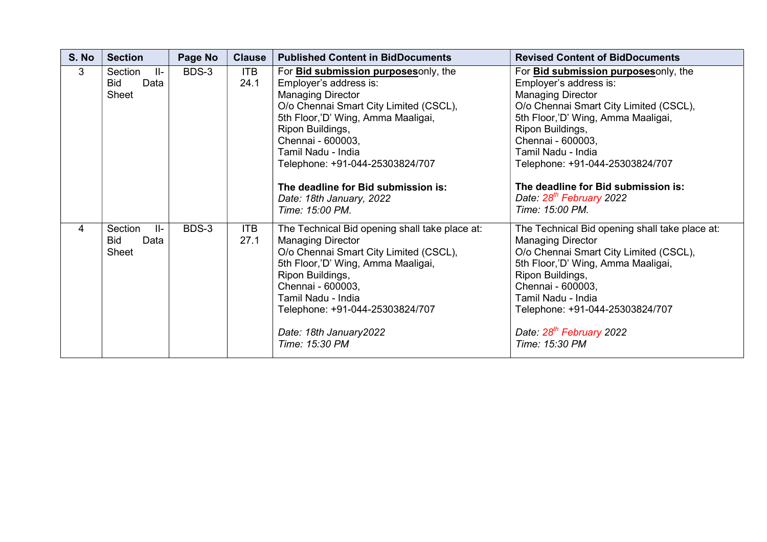| S. No | Section | Page No | Clause | Published Content in BidDocuments | Revised Content of BidDocuments |
|---|---|---|---|---|---|
| 3 | Section II- Bid Data Sheet | BDS-3 | ITB 24.1 | For **Bid submission purposes**only, the Employer's address is:<br>Managing Director<br>O/o Chennai Smart City Limited (CSCL),<br>5th Floor,'D' Wing, Amma Maaligai,<br>Ripon Buildings,<br>Chennai - 600003,<br>Tamil Nadu - India<br>Telephone: +91-044-25303824/707<br><br>**The deadline for Bid submission is:**<br>*Date: 18th January, 2022*<br>*Time: 15:00 PM.* | For **Bid submission purposes**only, the Employer's address is:<br>Managing Director<br>O/o Chennai Smart City Limited (CSCL),<br>5th Floor,'D' Wing, Amma Maaligai,<br>Ripon Buildings,<br>Chennai - 600003,<br>Tamil Nadu - India<br>Telephone: +91-044-25303824/707<br><br>**The deadline for Bid submission is:**<br>*Date: 28th February 2022*<br>*Time: 15:00 PM.* |
| 4 | Section II- Bid Data Sheet | BDS-3 | ITB 27.1 | The Technical Bid opening shall take place at:<br>Managing Director<br>O/o Chennai Smart City Limited (CSCL),<br>5th Floor,'D' Wing, Amma Maaligai,<br>Ripon Buildings,<br>Chennai - 600003,<br>Tamil Nadu - India<br>Telephone: +91-044-25303824/707<br><br>*Date: 18th January2022*<br>*Time: 15:30 PM* | The Technical Bid opening shall take place at:<br>Managing Director<br>O/o Chennai Smart City Limited (CSCL),<br>5th Floor,'D' Wing, Amma Maaligai,<br>Ripon Buildings,<br>Chennai - 600003,<br>Tamil Nadu - India<br>Telephone: +91-044-25303824/707<br><br>*Date: 28th February 2022*<br>*Time: 15:30 PM* |